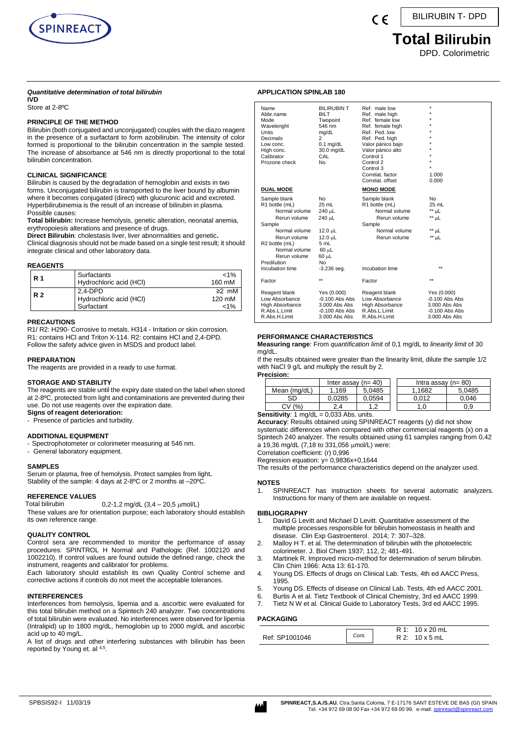# BILIRUBIN T- DPD

# Total Bilirubin

DPD. Colorimetric

***Quantitative determination of total bilirubin***

**IVD**

Store at 2-8ºC

## PRINCIPLE OF THE METHOD

Bilirubin (both conjugated and unconjugated) couples with the diazo reagent in the presence of a surfactant to form azobilirubin. The intensity of color formed is proportional to the bilirubin concentration in the sample tested. The increase of absorbance at 546 nm is directly proportional to the total bilirubin concentration.

## CLINICAL SIGNIFICANCE

Bilirubin is caused by the degradation of hemoglobin and exists in two forms. Unconjugated bilirubin is transported to the liver bound by albumin where it becomes conjugated (direct) with glucuronic acid and excreted. Hyperbilirubinemia is the result of an increase of bilirubin in plasma.

Possible causes:

**Total bilirubin:** Increase hemolysis, genetic alteration, neonatal anemia, erythropoiesis alterations and presence of drugs.

**Direct Bilirubin**: cholestasis liver, liver abnormalities and genetic**.**

Clinical diagnosis should not be made based on a single test result; it should integrate clinical and other laboratory data.

## REAGENTS

| | | |
|---|---|---|
| **R 1** | Surfactants<br>Hydrochloric acid (HCl) | <1%<br>160 mM |
| **R 2** | 2,4-DPD<br>Hydrochloric acid (HCl)<br>Surfactant | ≥2 mM<br>120 mM<br><1% |

## PRECAUTIONS

R1/ R2: H290- Corrosive to metals. H314 - Irritation or skin corrosion.
R1: contains HCl and Triton X-114. R2: contains HCl and 2,4-DPD.
Follow the safety advice given in MSDS and product label.

## PREPARATION

The reagents are provided in a ready to use format.

## STORAGE AND STABILITY

The reagents are stable until the expiry date stated on the label when stored at 2-8ºC, protected from light and contaminations are prevented during their use. Do not use reagents over the expiration date.

**Signs of reagent deterioration:**

- Presence of particles and turbidity.

## ADDITIONAL EQUIPMENT

- Spectrophotometer or colorimeter measuring at 546 nm.
- General laboratory equipment.

## SAMPLES

Serum or plasma, free of hemolysis. Protect samples from light**.**
Stability of the sample: 4 days at 2-8ºC or 2 months at –20ºC.

## REFERENCE VALUES

Total bilirubin 0,2-1,2 mg/dL (3,4 – 20,5 μmol/L)

These values are for orientation purpose; each laboratory should establish its own reference range.

## QUALITY CONTROL

Control sera are recommended to monitor the performance of assay procedures: SPINTROL H Normal and Pathologic (Ref. 1002120 and 1002210). If control values are found outside the defined range, check the instrument, reagents and calibrator for problems.

Each laboratory should establish its own Quality Control scheme and corrective actions if controls do not meet the acceptable tolerances.

## INTERFERENCES

Interferences from hemolysis, lipemia and a. ascorbic were evaluated for this total bilirubin method on a Spintech 240 analyzer. Two concentrations of total bilirubin were evaluated. No interferences were observed for lipemia (Intralipid) up to 1800 mg/dL, hemoglobin up to 2000 mg/dL and ascorbic acid up to 40 mg/L.

A list of drugs and other interfering substances with bilirubin has been reported by Young et. al [4,5].

## APPLICATION SPINLAB 180

| | | | |
|---|---|---|---|
| Name | BILIRUBIN T | Ref. male low | * |
| Abbr.name | BILT | Ref. male high | * |
| Mode | Twopoint | Ref. female low | * |
| Wavelenght | 546 nm | Ref. female high | * |
| Units | mg/dL | Ref. Ped. low | * |
| Decimals | 2 | Ref. Ped. high | * |
| Low conc. | 0.1 mg/dL | Valor pánico bajo | * |
| High conc. | 30.0 mg/dL | Valor pánico alto | * |
| Calibrator | CAL | Control 1 | * |
| Prozone check | No | Control 2 | * |
| | | Control 3 | * |
| | | Correlat. factor | 1.000 |
| | | Correlat. offset | 0.000 |
| **DUAL MODE** | | **MONO MODE** | |
| Sample blank | No | Sample blank | No |
| R1 bottle (mL) | 25 mL | R1 bottle (mL) | 25 mL |
| Normal volume | 240 μL | Normal volume | ** μL |
| Rerun volume | 240 μL | Rerun volume | ** μL |
| Sample | | Sample | |
| Normal volume | 12.0 μL | Normal volume | ** μL |
| Rerun volume | 12.0 μL | Rerun volume | ** μL |
| R2 bottle (mL) | 5 mL | | |
| Normal volume | 60 μL | | |
| Rerun volume | 60 μL | | |
| Predilution | No | | |
| Incubation time | -3.236 seg. | Incubation time | ** |
| Factor | ** | Factor | ** |
| Reagent blank | Yes (0.000) | Reagent blank | Yes (0.000) |
| Low Absorbance | -0.100 Abs Abs | Low Absorbance | -0.100 Abs Abs |
| High Absorbance | 3.000 Abs Abs | High Absorbance | 3.000 Abs Abs |
| R.Abs.L.Limit | -0.100 Abs Abs | R.Abs.L.Limit | -0.100 Abs Abs |
| R.Abs.H.Limit | 3.000 Abs Abs | R.Abs.H.Limit | 3.000 Abs Abs |

## PERFORMANCE CHARACTERISTICS

**Measuring range**: From *quantification limit* of 0,1 mg/dL to *linearity limit* of 30 mg/dL.

If the results obtained were greater than the linearity limit, dilute the sample 1/2 with NaCl 9 g/L and multiply the result by 2.

**Precision:**

| | Inter assay (n= 40) | | Intra assay (n= 80) | |
|---|---|---|---|---|
| Mean (mg/dL) | 1,169 | 5,0485 | 1,1682 | 5,0485 |
| SD | 0,0285 | 0,0594 | 0,012 | 0,046 |
| CV (%) | 2,4 | 1,2 | 1,0 | 0,9 |

**Sensitivity**: 1 mg/dL = 0,033 Abs. units.

**Accuracy**: Results obtained using SPINREACT reagents (y) did not show systematic differences when compared with other commercial reagents (x) on a Spintech 240 analyzer. The results obtained using 61 samples ranging from 0,42 a 19,36 mg/dL (7,18 to 331,056 μmol/L) were:

Correlation coefficient: (r) 0,996

Regression equation: y= 0,9836x+0,1644

The results of the performance characteristics depend on the analyzer used.

## NOTES

1. SPINREACT has instruction sheets for several automatic analyzers. Instructions for many of them are available on request.

## BIBLIOGRAPHY

1. David G Levitt and Michael D Levitt. Quantitative assessment of the multiple processes responsible for bilirubin homeostasis in health and disease. Clin Exp Gastroenterol. 2014; 7: 307–328.
2. Malloy H T. et al. The determination of bilirubin with the photoelectric colorimeter. J. Biol Chem 1937; 112, 2; 481-491.
3. Martinek R. Improved micro-method for determination of serum bilirubin. Clin Chim 1966: Acta 13: 61-170.
4. Young DS. Effects of drugs on Clinical Lab. Tests, 4th ed AACC Press, 1995.
5. Young DS. Effects of disease on Clinical Lab. Tests, 4th ed AACC 2001.
6. Burtis A et al. Tietz Textbook of Clinical Chemistry, 3rd ed AACC 1999.
7. Tietz N W et al. Clinical Guide to Laboratory Tests, 3rd ed AACC 1995.

## PACKAGING

| | | |
|---|---|---|
| Ref: SP1001046 | Cont. | R 1: 10 x 20 mL<br>R 2: 10 x 5 mL |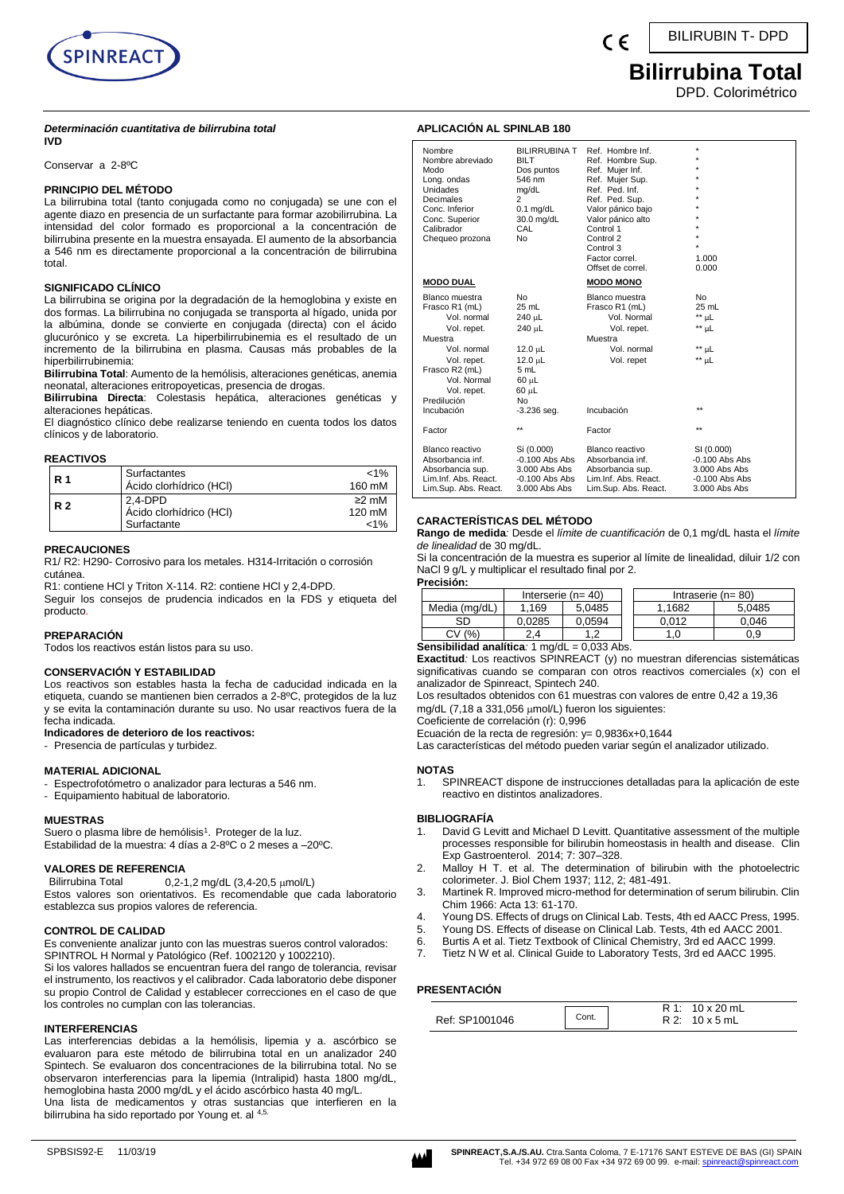# Bilirrubina Total

BILIRUBIN T- DPD

DPD. Colorimétrico

***Determinación cuantitativa de bilirrubina total***
**IVD**

Conservar a 2-8ºC

## PRINCIPIO DEL MÉTODO

La bilirrubina total (tanto conjugada como no conjugada) se une con el agente diazo en presencia de un surfactante para formar azobilirrubina. La intensidad del color formado es proporcional a la concentración de bilirrubina presente en la muestra ensayada. El aumento de la absorbancia a 546 nm es directamente proporcional a la concentración de bilirrubina total.

## SIGNIFICADO CLÍNICO

La bilirrubina se origina por la degradación de la hemoglobina y existe en dos formas. La bilirrubina no conjugada se transporta al hígado, unida por la albúmina, donde se convierte en conjugada (directa) con el ácido glucurónico y se excreta. La hiperbilirrubinemia es el resultado de un incremento de la bilirrubina en plasma. Causas más probables de la hiperbilirrubinemia:

**Bilirrubina Total**: Aumento de la hemólisis, alteraciones genéticas, anemia neonatal, alteraciones eritropoyeticas, presencia de drogas.

**Bilirrubina Directa**: Colestasis hepática, alteraciones genéticas y alteraciones hepáticas.

El diagnóstico clínico debe realizarse teniendo en cuenta todos los datos clínicos y de laboratorio.

## REACTIVOS

| | | |
|---|---|---|
| **R 1** | Surfactantes<br>Ácido clorhídrico (HCl) | <1%<br>160 mM |
| **R 2** | 2,4-DPD<br>Ácido clorhídrico (HCl)<br>Surfactante | ≥2 mM<br>120 mM<br><1% |

## PRECAUCIONES

R1/ R2: H290- Corrosivo para los metales. H314-Irritación o corrosión cutánea.

R1: contiene HCl y Triton X-114. R2: contiene HCl y 2,4-DPD.

Seguir los consejos de prudencia indicados en la FDS y etiqueta del producto.

## PREPARACIÓN

Todos los reactivos están listos para su uso.

## CONSERVACIÓN Y ESTABILIDAD

Los reactivos son estables hasta la fecha de caducidad indicada en la etiqueta, cuando se mantienen bien cerrados a 2-8ºC, protegidos de la luz y se evita la contaminación durante su uso. No usar reactivos fuera de la fecha indicada.

**Indicadores de deterioro de los reactivos:**

- Presencia de partículas y turbidez.

## MATERIAL ADICIONAL

- Espectrofotómetro o analizador para lecturas a 546 nm.
- Equipamiento habitual de laboratorio.

## MUESTRAS

Suero o plasma libre de hemólisis[1]. Proteger de la luz.
Estabilidad de la muestra: 4 días a 2-8ºC o 2 meses a –20ºC.

## VALORES DE REFERENCIA

Bilirrubina Total    0,2-1,2 mg/dL (3,4-20,5 μmol/L)

Estos valores son orientativos. Es recomendable que cada laboratorio establezca sus propios valores de referencia.

## CONTROL DE CALIDAD

Es conveniente analizar junto con las muestras sueros control valorados: SPINTROL H Normal y Patológico (Ref. 1002120 y 1002210).

Si los valores hallados se encuentran fuera del rango de tolerancia, revisar el instrumento, los reactivos y el calibrador. Cada laboratorio debe disponer su propio Control de Calidad y establecer correcciones en el caso de que los controles no cumplan con las tolerancias.

## INTERFERENCIAS

Las interferencias debidas a la hemólisis, lipemia y a. ascórbico se evaluaron para este método de bilirrubina total en un analizador 240 Spintech. Se evaluaron dos concentraciones de la bilirrubina total. No se observaron interferencias para la lipemia (Intralipid) hasta 1800 mg/dL, hemoglobina hasta 2000 mg/dL y el ácido ascórbico hasta 40 mg/L.

Una lista de medicamentos y otras sustancias que interfieren en la bilirrubina ha sido reportado por Young et. al [4,5].

## APLICACIÓN AL SPINLAB 180

| | | | |
|---|---|---|---|
| Nombre | BILIRRUBINA T | Ref. Hombre Inf. | * |
| Nombre abreviado | BILT | Ref. Hombre Sup. | * |
| Modo | Dos puntos | Ref. Mujer Inf. | * |
| Long. ondas | 546 nm | Ref. Mujer Sup. | * |
| Unidades | mg/dL | Ref. Ped. Inf. | * |
| Decimales | 2 | Ref. Ped. Sup. | * |
| Conc. Inferior | 0.1 mg/dL | Valor pánico bajo | * |
| Conc. Superior | 30.0 mg/dL | Valor pánico alto | * |
| Calibrador | CAL | Control 1 | * |
| Chequeo prozona | No | Control 2 | * |
| | | Control 3 | * |
| | | Factor correl. | 1.000 |
| | | Offset de correl. | 0.000 |
| **MODO DUAL** | | **MODO MONO** | |
| Blanco muestra | No | Blanco muestra | No |
| Frasco R1 (mL) | 25 mL | Frasco R1 (mL) | 25 mL |
| Vol. normal | 240 μL | Vol. Normal | ** μL |
| Vol. repet. | 240 μL | Vol. repet. | ** μL |
| Muestra | | Muestra | |
| Vol. normal | 12.0 μL | Vol. normal | ** μL |
| Vol. repet. | 12.0 μL | Vol. repet | ** μL |
| Frasco R2 (mL) | 5 mL | | |
| Vol. Normal | 60 μL | | |
| Vol. repet. | 60 μL | | |
| Predilución | No | | |
| Incubación | -3.236 seg. | Incubación | ** |
| Factor | ** | Factor | ** |
| Blanco reactivo | Si (0.000) | Blanco reactivo | SI (0.000) |
| Absorbancia inf. | -0.100 Abs Abs | Absorbancia inf. | -0.100 Abs Abs |
| Absorbancia sup. | 3.000 Abs Abs | Absorbancia sup. | 3.000 Abs Abs |
| Lim.Inf. Abs. React. | -0.100 Abs Abs | Lim.Inf. Abs. React. | -0.100 Abs Abs |
| Lim.Sup. Abs. React. | 3.000 Abs Abs | Lim.Sup. Abs. React. | 3.000 Abs Abs |

## CARACTERÍSTICAS DEL MÉTODO

**Rango de medida***:* Desde el *límite de cuantificación* de 0,1 mg/dL hasta el *límite de linealidad* de 30 mg/dL.

Si la concentración de la muestra es superior al límite de linealidad, diluir 1/2 con NaCl 9 g/L y multiplicar el resultado final por 2.

**Precisión:**

| | Interserie (n= 40) | | Intraserie (n= 80) | |
|---|---|---|---|---|
| Media (mg/dL) | 1,169 | 5,0485 | 1,1682 | 5,0485 |
| SD | 0,0285 | 0,0594 | 0,012 | 0,046 |
| CV (%) | 2,4 | 1,2 | 1,0 | 0,9 |

**Sensibilidad analítica***:* 1 mg/dL = 0,033 Abs.

**Exactitud***:* Los reactivos SPINREACT (y) no muestran diferencias sistemáticas significativas cuando se comparan con otros reactivos comerciales (x) con el analizador de Spinreact, Spintech 240.

Los resultados obtenidos con 61 muestras con valores de entre 0,42 a 19,36 mg/dL (7,18 a 331,056 μmol/L) fueron los siguientes:

Coeficiente de correlación (r): 0,996

Ecuación de la recta de regresión: y= 0,9836x+0,1644

Las características del método pueden variar según el analizador utilizado.

## NOTAS

1. SPINREACT dispone de instrucciones detalladas para la aplicación de este reactivo en distintos analizadores.

## BIBLIOGRAFÍA

1. David G Levitt and Michael D Levitt. Quantitative assessment of the multiple processes responsible for bilirubin homeostasis in health and disease. Clin Exp Gastroenterol. 2014; 7: 307–328.
2. Malloy H T. et al. The determination of bilirubin with the photoelectric colorimeter. J. Biol Chem 1937; 112, 2; 481-491.
3. Martinek R. Improved micro-method for determination of serum bilirubin. Clin Chim 1966: Acta 13: 61-170.
4. Young DS. Effects of drugs on Clinical Lab. Tests, 4th ed AACC Press, 1995.
5. Young DS. Effects of disease on Clinical Lab. Tests, 4th ed AACC 2001.
6. Burtis A et al. Tietz Textbook of Clinical Chemistry, 3rd ed AACC 1999.
7. Tietz N W et al. Clinical Guide to Laboratory Tests, 3rd ed AACC 1995.

## PRESENTACIÓN

| | | |
|---|---|---|
| Ref: SP1001046 | Cont. | R 1: 10 x 20 mL<br>R 2: 10 x 5 mL |

SPBSIS92-E 11/03/19

**SPINREACT,S.A./S.AU.** Ctra.Santa Coloma, 7 E-17176 SANT ESTEVE DE BAS (GI) SPAIN
Tel. +34 972 69 08 00 Fax +34 972 69 00 99. e-mail: spinreact@spinreact.com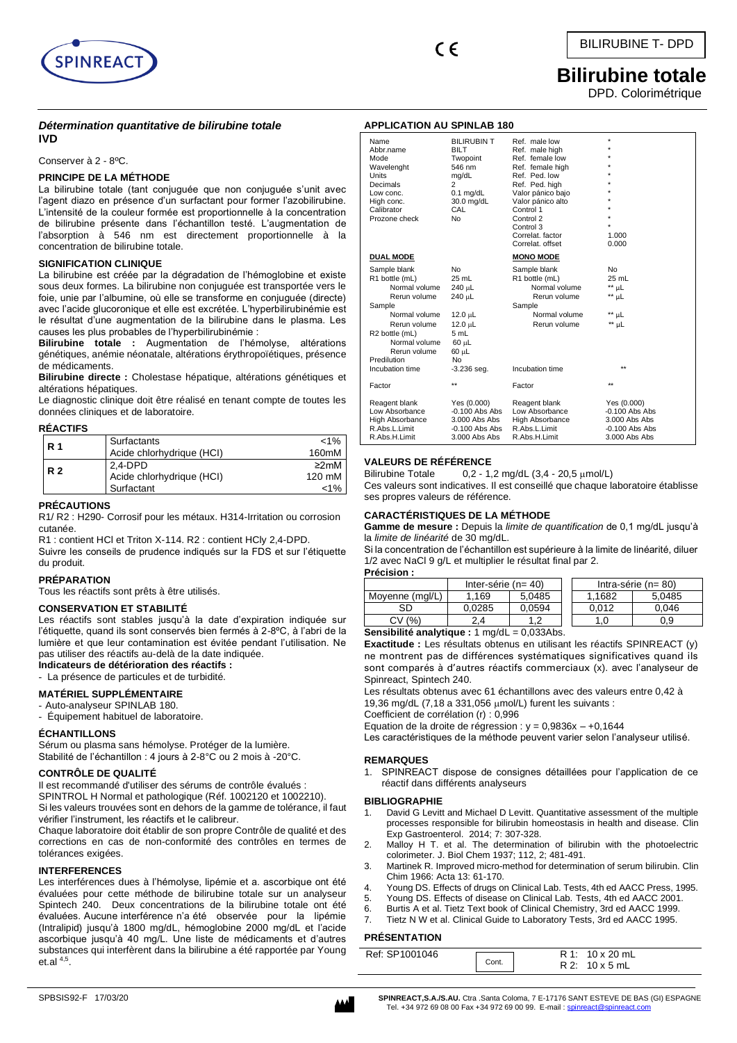BILIRUBINE T- DPD

# Bilirubine totale

DPD. Colorimétrique

### *Détermination quantitative de bilirubine totale*

**IVD**

Conserver à 2 - 8ºC.

#### PRINCIPE DE LA MÉTHODE

La bilirubine totale (tant conjuguée que non conjuguée s'unit avec l'agent diazo en présence d'un surfactant pour former l'azobilirubine. L'intensité de la couleur formée est proportionnelle à la concentration de bilirubine présente dans l'échantillon testé. L'augmentation de l'absorption à 546 nm est directement proportionnelle à la concentration de bilirubine totale.

#### SIGNIFICATION CLINIQUE

La bilirubine est créée par la dégradation de l'hémoglobine et existe sous deux formes. La bilirubine non conjuguée est transportée vers le foie, unie par l'albumine, où elle se transforme en conjuguée (directe) avec l'acide glucoronique et elle est excrétée. L'hyperbilirubinémie est le résultat d'une augmentation de la bilirubine dans le plasma. Les causes les plus probables de l'hyperbilirubinémie :

**Bilirubine totale :** Augmentation de l'hémolyse, altérations génétiques, anémie néonatale, altérations érythropoïétiques, présence de médicaments.

**Bilirubine directe :** Cholestase hépatique, altérations génétiques et altérations hépatiques.

Le diagnostic clinique doit être réalisé en tenant compte de toutes les données cliniques et de laboratoire.

#### RÉACTIFS

| | | |
|---|---|---|
| **R 1** | Surfactants | <1% |
| | Acide chlorhydrique (HCl) | 160mM |
| **R 2** | 2,4-DPD | ≥2mM |
| | Acide chlorhydrique (HCl) | 120 mM |
| | Surfactant | <1% |

#### PRÉCAUTIONS

R1/ R2 : H290- Corrosif pour les métaux. H314-Irritation ou corrosion cutanée.

R1 : contient HCl et Triton X-114. R2 : contient HCly 2,4-DPD.

Suivre les conseils de prudence indiqués sur la FDS et sur l'étiquette du produit.

#### PRÉPARATION

Tous les réactifs sont prêts à être utilisés.

#### CONSERVATION ET STABILITÉ

Les réactifs sont stables jusqu'à la date d'expiration indiquée sur l'étiquette, quand ils sont conservés bien fermés à 2-8ºC, à l'abri de la lumière et que leur contamination est évitée pendant l'utilisation. Ne pas utiliser des réactifs au-delà de la date indiquée.

**Indicateurs de détérioration des réactifs :**

- La présence de particules et de turbidité.

#### MATÉRIEL SUPPLÉMENTAIRE

- Auto-analyseur SPINLAB 180.
- Équipement habituel de laboratoire.

#### ÉCHANTILLONS

Sérum ou plasma sans hémolyse. Protéger de la lumière.

Stabilité de l'échantillon : 4 jours à 2-8°C ou 2 mois à -20°C.

#### CONTRÔLE DE QUALITÉ

Il est recommandé d'utiliser des sérums de contrôle évalués :

SPINTROL H Normal et pathologique (Réf. 1002120 et 1002210).

Si les valeurs trouvées sont en dehors de la gamme de tolérance, il faut vérifier l'instrument, les réactifs et le calibreur.

Chaque laboratoire doit établir de son propre Contrôle de qualité et des corrections en cas de non-conformité des contrôles en termes de tolérances exigées.

#### INTERFERENCES

Les interférences dues à l'hémolyse, lipémie et a. ascorbique ont été évaluées pour cette méthode de bilirubine totale sur un analyseur Spintech 240. Deux concentrations de la bilirubine totale ont été évaluées. Aucune interférence n'a été observée pour la lipémie (Intralipid) jusqu'à 1800 mg/dL, hémoglobine 2000 mg/dL et l'acide ascorbique jusqu'à 40 mg/L. Une liste de médicaments et d'autres substances qui interfèrent dans la bilirubine a été rapportée par Young et.al [4,5].

#### APPLICATION AU SPINLAB 180

| | | | |
|---|---|---|---|
| Name | BILIRUBIN T | Ref. male low | * |
| Abbr.name | BILT | Ref. male high | * |
| Mode | Twopoint | Ref. female low | * |
| Wavelenght | 546 nm | Ref. female high | * |
| Units | mg/dL | Ref. Ped. low | * |
| Decimals | 2 | Ref. Ped. high | * |
| Low conc. | 0.1 mg/dL | Valor pánico bajo | * |
| High conc. | 30.0 mg/dL | Valor pánico alto | * |
| Calibrator | CAL | Control 1 | * |
| Prozone check | No | Control 2 | * |
| | | Control 3 | * |
| | | Correlat. factor | 1.000 |
| | | Correlat. offset | 0.000 |
| **DUAL MODE** | | **MONO MODE** | |
| Sample blank | No | Sample blank | No |
| R1 bottle (mL) | 25 mL | R1 bottle (mL) | 25 mL |
| Normal volume | 240 µL | Normal volume | ** µL |
| Rerun volume | 240 µL | Rerun volume | ** µL |
| Sample | | Sample | |
| Normal volume | 12.0 µL | Normal volume | ** µL |
| Rerun volume | 12.0 µL | Rerun volume | ** µL |
| R2 bottle (mL) | 5 mL | | |
| Normal volume | 60 µL | | |
| Rerun volume | 60 µL | | |
| Predilution | No | | |
| Incubation time | -3.236 seg. | Incubation time | ** |
| Factor | ** | Factor | ** |
| Reagent blank | Yes (0.000) | Reagent blank | Yes (0.000) |
| Low Absorbance | -0.100 Abs Abs | Low Absorbance | -0.100 Abs Abs |
| High Absorbance | 3.000 Abs Abs | High Absorbance | 3.000 Abs Abs |
| R.Abs.L.Limit | -0.100 Abs Abs | R.Abs.L.Limit | -0.100 Abs Abs |
| R.Abs.H.Limit | 3.000 Abs Abs | R.Abs.H.Limit | 3.000 Abs Abs |

#### VALEURS DE RÉFÉRENCE

Bilirubine Totale 0,2 - 1,2 mg/dL (3,4 - 20,5 µmol/L)

Ces valeurs sont indicatives. Il est conseillé que chaque laboratoire établisse ses propres valeurs de référence.

#### CARACTÉRISTIQUES DE LA MÉTHODE

**Gamme de mesure :** Depuis la *limite de quantification* de 0,1 mg/dL jusqu'à la *limite de linéarité* de 30 mg/dL.

Si la concentration de l'échantillon est supérieure à la limite de linéarité, diluer 1/2 avec NaCl 9 g/L et multiplier le résultat final par 2.

**Précision :**

| | Inter-série (n= 40) | | Intra-série (n= 80) | |
|---|---|---|---|---|
| Moyenne (mg/L) | 1,169 | 5,0485 | 1,1682 | 5,0485 |
| SD | 0,0285 | 0,0594 | 0,012 | 0,046 |
| CV (%) | 2,4 | 1,2 | 1,0 | 0,9 |

**Sensibilité analytique :** 1 mg/dL = 0,033Abs.

**Exactitude :** Les résultats obtenus en utilisant les réactifs SPINREACT (y) ne montrent pas de différences systématiques significatives quand ils sont comparés à d'autres réactifs commerciaux (x). avec l'analyseur de Spinreact, Spintech 240.

Les résultats obtenus avec 61 échantillons avec des valeurs entre 0,42 à 19,36 mg/dL (7,18 a 331,056 µmol/L) furent les suivants :

Coefficient de corrélation (r) : 0,996

Equation de la droite de régression : $y = 0{,}9836x - +0{,}1644$

Les caractéristiques de la méthode peuvent varier selon l'analyseur utilisé.

#### REMARQUES

1. SPINREACT dispose de consignes détaillées pour l'application de ce réactif dans différents analyseurs

#### BIBLIOGRAPHIE

1. David G Levitt and Michael D Levitt. Quantitative assessment of the multiple processes responsible for bilirubin homeostasis in health and disease. Clin Exp Gastroenterol. 2014; 7: 307-328.
2. Malloy H T. et al. The determination of bilirubin with the photoelectric colorimeter. J. Biol Chem 1937; 112, 2; 481-491.
3. Martinek R. Improved micro-method for determination of serum bilirubin. Clin Chim 1966: Acta 13: 61-170.
4. Young DS. Effects of drugs on Clinical Lab. Tests, 4th ed AACC Press, 1995.
5. Young DS. Effects of disease on Clinical Lab. Tests, 4th ed AACC 2001.
6. Burtis A et al. Tietz Text book of Clinical Chemistry, 3rd ed AACC 1999.
7. Tietz N W et al. Clinical Guide to Laboratory Tests, 3rd ed AACC 1995.

#### PRÉSENTATION

| | | |
|---|---|---|
| Ref: SP1001046 | Cont. | R 1: 10 x 20 mL<br>R 2: 10 x 5 mL |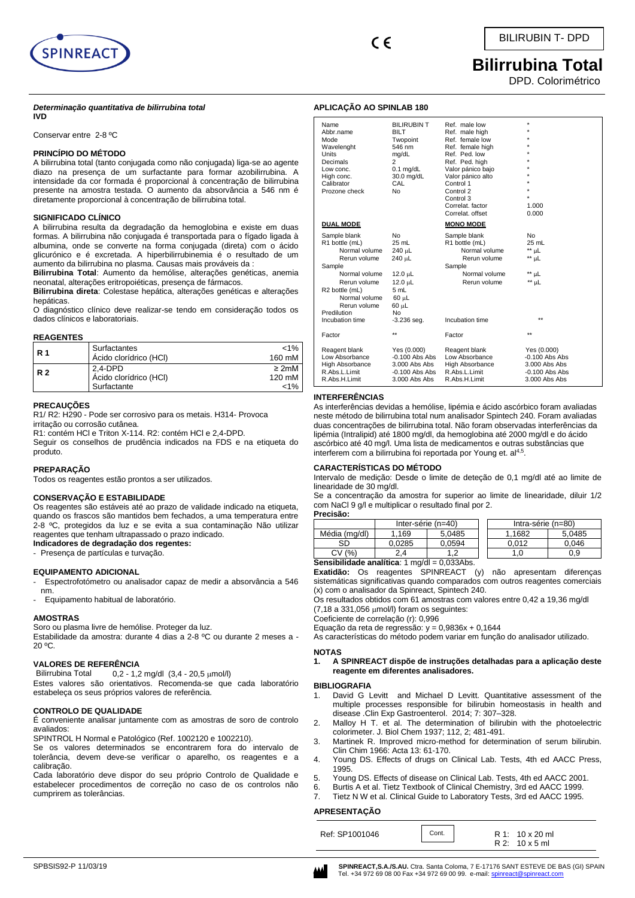BILIRUBIN T- DPD

# Bilirrubina Total

DPD. Colorimétrico

***Determinação quantitativa de bilirrubina total***
**IVD**

Conservar entre 2-8 ºC

## PRINCÍPIO DO MÉTODO

A bilirrubina total (tanto conjugada como não conjugada) liga-se ao agente diazo na presença de um surfactante para formar azobilirrubina. A intensidade da cor formada é proporcional à concentração de bilirrubina presente na amostra testada. O aumento da absorvância a 546 nm é diretamente proporcional à concentração de bilirrubina total.

## SIGNIFICADO CLÍNICO

A bilirrubina resulta da degradação da hemoglobina e existe em duas formas. A bilirrubina não conjugada é transportada para o fígado ligada à albumina, onde se converte na forma conjugada (direta) com o ácido glicurónico e é excretada. A hiperbilirrubinemia é o resultado de um aumento da bilirrubina no plasma. Causas mais prováveis da :

**Bilirrubina Total**: Aumento da hemólise, alterações genéticas, anemia neonatal, alterações eritropoiéticas, presença de fármacos.

**Bilirrubina direta**: Colestase hepática, alterações genéticas e alterações hepáticas.

O diagnóstico clínico deve realizar-se tendo em consideração todos os dados clínicos e laboratoriais.

## REAGENTES

| | | |
|---|---|---|
| **R 1** | Surfactantes<br>Ácido clorídrico (HCl) | <1%<br>160 mM |
| **R 2** | 2,4-DPD<br>Ácido clorídrico (HCl)<br>Surfactante | ≥ 2mM<br>120 mM<br><1% |

## PRECAUÇÕES

R1/ R2: H290 - Pode ser corrosivo para os metais. H314- Provoca irritação ou corrosão cutânea.

R1: contém HCl e Triton X-114. R2: contém HCl e 2,4-DPD.

Seguir os conselhos de prudência indicados na FDS e na etiqueta do produto.

## PREPARAÇÃO

Todos os reagentes estão prontos a ser utilizados.

## CONSERVAÇÃO E ESTABILIDADE

Os reagentes são estáveis até ao prazo de validade indicado na etiqueta, quando os frascos são mantidos bem fechados, a uma temperatura entre 2-8 ºC, protegidos da luz e se evita a sua contaminação Não utilizar reagentes que tenham ultrapassado o prazo indicado.

**Indicadores de degradação dos regentes:**

- Presença de partículas e turvação.

## EQUIPAMENTO ADICIONAL

- Espectrofotómetro ou analisador capaz de medir a absorvância a 546 nm.
- Equipamento habitual de laboratório.

## AMOSTRAS

Soro ou plasma livre de hemólise. Proteger da luz.

Estabilidade da amostra: durante 4 dias a 2-8 ºC ou durante 2 meses a -20 ºC.

## VALORES DE REFERÊNCIA

Bilirrubina Total  0,2 - 1,2 mg/dl (3,4 - 20,5 μmol/l)

Estes valores são orientativos. Recomenda-se que cada laboratório estabeleça os seus próprios valores de referência.

## CONTROLO DE QUALIDADE

É conveniente analisar juntamente com as amostras de soro de controlo avaliados:

SPINTROL H Normal e Patológico (Ref. 1002120 e 1002210).

Se os valores determinados se encontrarem fora do intervalo de tolerância, devem deve-se verificar o aparelho, os reagentes e a calibração.

Cada laboratório deve dispor do seu próprio Controlo de Qualidade e estabelecer procedimentos de correção no caso de os controlos não cumprirem as tolerâncias.

## APLICAÇÃO AO SPINLAB 180

| | | | |
|---|---|---|---|
| Name | BILIRUBIN T | Ref. male low | * |
| Abbr.name | BILT | Ref. male high | * |
| Mode | Twopoint | Ref. female low | * |
| Wavelenght | 546 nm | Ref. female high | * |
| Units | mg/dL | Ref. Ped. low | * |
| Decimals | 2 | Ref. Ped. high | * |
| Low conc. | 0.1 mg/dL | Valor pánico bajo | * |
| High conc. | 30.0 mg/dL | Valor pánico alto | * |
| Calibrator | CAL | Control 1 | * |
| Prozone check | No | Control 2 | * |
| | | Control 3 | * |
| | | Correlat. factor | 1.000 |
| | | Correlat. offset | 0.000 |
| **DUAL MODE** | | **MONO MODE** | |
| Sample blank | No | Sample blank | No |
| R1 bottle (mL) | 25 mL | R1 bottle (mL) | 25 mL |
| Normal volume | 240 μL | Normal volume | ** μL |
| Rerun volume | 240 μL | Rerun volume | ** μL |
| Sample | | Sample | |
| Normal volume | 12.0 μL | Normal volume | ** μL |
| Rerun volume | 12.0 μL | Rerun volume | ** μL |
| R2 bottle (mL) | 5 mL | | |
| Normal volume | 60 μL | | |
| Rerun volume | 60 μL | | |
| Predilution | No | | |
| Incubation time | -3.236 seg. | Incubation time | ** |
| Factor | ** | Factor | ** |
| Reagent blank | Yes (0.000) | Reagent blank | Yes (0.000) |
| Low Absorbance | -0.100 Abs Abs | Low Absorbance | -0.100 Abs Abs |
| High Absorbance | 3.000 Abs Abs | High Absorbance | 3.000 Abs Abs |
| R.Abs.L.Limit | -0.100 Abs Abs | R.Abs.L.Limit | -0.100 Abs Abs |
| R.Abs.H.Limit | 3.000 Abs Abs | R.Abs.H.Limit | 3.000 Abs Abs |

## INTERFERÊNCIAS

As interferências devidas a hemólise, lipémia e ácido ascórbico foram avaliadas neste método de bilirrubina total num analisador Spintech 240. Foram avaliadas duas concentrações de bilirrubina total. Não foram observadas interferências da lipémia (Intralipid) até 1800 mg/dl, da hemoglobina até 2000 mg/dl e do ácido ascórbico até 40 mg/l. Uma lista de medicamentos e outras substâncias que interferem com a bilirrubina foi reportada por Young et. al[4,5].

## CARACTERÍSTICAS DO MÉTODO

Intervalo de medição: Desde o limite de deteção de 0,1 mg/dl até ao limite de linearidade de 30 mg/dl.

Se a concentração da amostra for superior ao limite de linearidade, diluir 1/2 com NaCl 9 g/l e multiplicar o resultado final por 2.

**Precisão:**

| | Inter-série (n=40) | | Intra-série (n=80) | |
|---|---|---|---|---|
| Média (mg/dl) | 1,169 | 5,0485 | 1,1682 | 5,0485 |
| SD | 0,0285 | 0,0594 | 0,012 | 0,046 |
| CV (%) | 2,4 | 1,2 | 1,0 | 0,9 |

**Sensibilidade analítica**: 1 mg/dl = 0,033Abs.

**Exatidão:** Os reagentes SPINREACT (y) não apresentam diferenças sistemáticas significativas quando comparados com outros reagentes comerciais (x) com o analisador da Spinreact, Spintech 240.

Os resultados obtidos com 61 amostras com valores entre 0,42 a 19,36 mg/dl (7,18 a 331,056 μmol/l) foram os seguintes:

Coeficiente de correlação (r): 0,996

Equação da reta de regressão: y = 0,9836x + 0,1644

As características do método podem variar em função do analisador utilizado.

## NOTAS

1. **A SPINREACT dispõe de instruções detalhadas para a aplicação deste reagente em diferentes analisadores.**

## BIBLIOGRAFIA

1. David G Levitt and Michael D Levitt. Quantitative assessment of the multiple processes responsible for bilirubin homeostasis in health and disease .Clin Exp Gastroenterol. 2014; 7: 307–328.
2. Malloy H T. et al. The determination of bilirubin with the photoelectric colorimeter. J. Biol Chem 1937; 112, 2; 481-491.
3. Martinek R. Improved micro-method for determination of serum bilirubin. Clin Chim 1966: Acta 13: 61-170.
4. Young DS. Effects of drugs on Clinical Lab. Tests, 4th ed AACC Press, 1995.
5. Young DS. Effects of disease on Clinical Lab. Tests, 4th ed AACC 2001.
6. Burtis A et al. Tietz Textbook of Clinical Chemistry, 3rd ed AACC 1999.
7. Tietz N W et al. Clinical Guide to Laboratory Tests, 3rd ed AACC 1995.

## APRESENTAÇÃO

| | | |
|---|---|---|
| Ref: SP1001046 | Cont. | R 1: 10 x 20 ml<br>R 2: 10 x 5 ml |

SPBSIS92-P 11/03/19

**SPINREACT,S.A./S.A.U.** Ctra. Santa Coloma, 7 E-17176 SANT ESTEVE DE BAS (GI) SPAIN
Tel. +34 972 69 08 00 Fax +34 972 69 00 99. e-mail: spinreact@spinreact.com